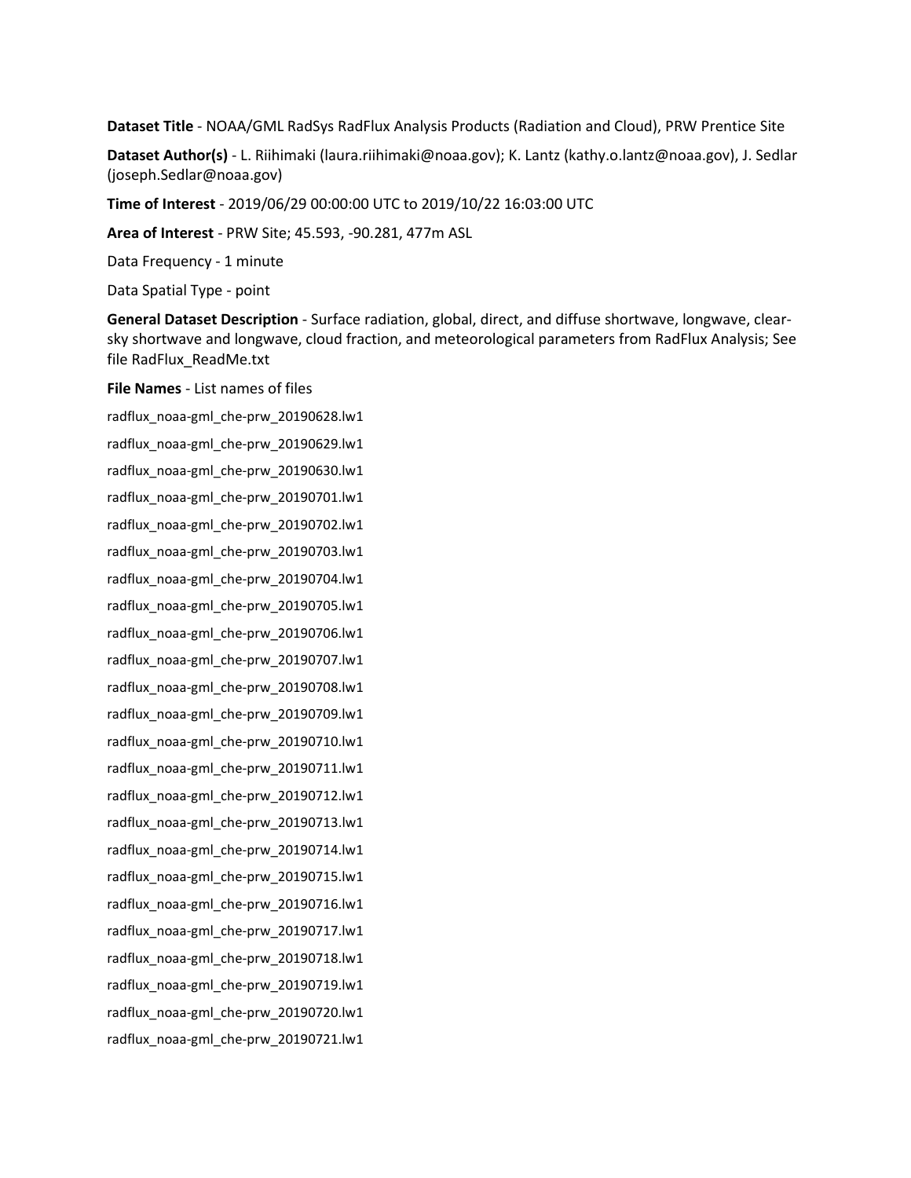**Dataset Title** - NOAA/GML RadSys RadFlux Analysis Products (Radiation and Cloud), PRW Prentice Site

**Dataset Author(s)** - L. Riihimaki (laura.riihimaki@noaa.gov); K. Lantz (kathy.o.lantz@noaa.gov), J. Sedlar (joseph.Sedlar@noaa.gov)

**Time of Interest** - 2019/06/29 00:00:00 UTC to 2019/10/22 16:03:00 UTC

**Area of Interest** - PRW Site; 45.593, -90.281, 477m ASL

Data Frequency - 1 minute

Data Spatial Type - point

**General Dataset Description** - Surface radiation, global, direct, and diffuse shortwave, longwave, clear-sky shortwave and longwave, cloud fraction, and meteorological parameters from RadFlux Analysis; See file RadFlux_ReadMe.txt

**File Names** - List names of files

radflux_noaa-gml_che-prw_20190628.lw1

radflux_noaa-gml_che-prw_20190629.lw1

radflux_noaa-gml_che-prw_20190630.lw1

radflux_noaa-gml_che-prw_20190701.lw1

radflux_noaa-gml_che-prw_20190702.lw1

radflux_noaa-gml_che-prw_20190703.lw1

radflux_noaa-gml_che-prw_20190704.lw1

radflux_noaa-gml_che-prw_20190705.lw1

radflux_noaa-gml_che-prw_20190706.lw1

radflux_noaa-gml_che-prw_20190707.lw1

radflux_noaa-gml_che-prw_20190708.lw1

radflux_noaa-gml_che-prw_20190709.lw1

radflux_noaa-gml_che-prw_20190710.lw1

radflux_noaa-gml_che-prw_20190711.lw1

radflux_noaa-gml_che-prw_20190712.lw1

radflux_noaa-gml_che-prw_20190713.lw1

radflux_noaa-gml_che-prw_20190714.lw1

radflux_noaa-gml_che-prw_20190715.lw1

radflux_noaa-gml_che-prw_20190716.lw1

radflux_noaa-gml_che-prw_20190717.lw1

radflux_noaa-gml_che-prw_20190718.lw1

radflux_noaa-gml_che-prw_20190719.lw1

radflux_noaa-gml_che-prw_20190720.lw1

radflux_noaa-gml_che-prw_20190721.lw1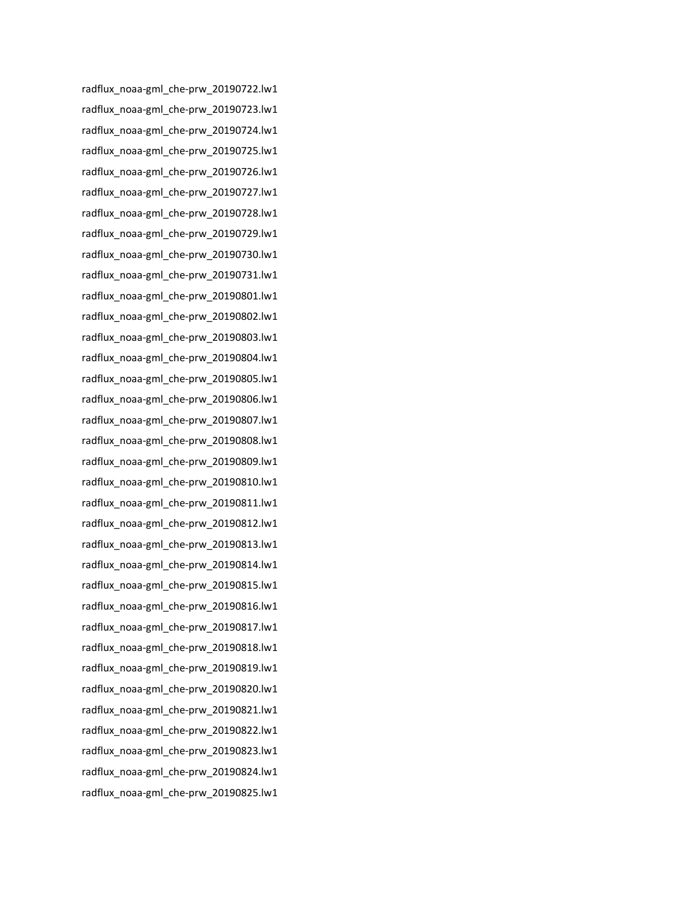radflux_noaa-gml_che-prw_20190722.lw1

radflux_noaa-gml_che-prw_20190723.lw1

radflux_noaa-gml_che-prw_20190724.lw1

radflux_noaa-gml_che-prw_20190725.lw1

radflux_noaa-gml_che-prw_20190726.lw1

radflux_noaa-gml_che-prw_20190727.lw1

radflux_noaa-gml_che-prw_20190728.lw1

radflux_noaa-gml_che-prw_20190729.lw1

radflux_noaa-gml_che-prw_20190730.lw1

radflux_noaa-gml_che-prw_20190731.lw1

radflux_noaa-gml_che-prw_20190801.lw1

radflux_noaa-gml_che-prw_20190802.lw1

radflux_noaa-gml_che-prw_20190803.lw1

radflux_noaa-gml_che-prw_20190804.lw1

radflux_noaa-gml_che-prw_20190805.lw1

radflux_noaa-gml_che-prw_20190806.lw1

radflux_noaa-gml_che-prw_20190807.lw1

radflux_noaa-gml_che-prw_20190808.lw1

radflux_noaa-gml_che-prw_20190809.lw1

radflux_noaa-gml_che-prw_20190810.lw1

radflux_noaa-gml_che-prw_20190811.lw1

radflux_noaa-gml_che-prw_20190812.lw1

radflux_noaa-gml_che-prw_20190813.lw1

radflux_noaa-gml_che-prw_20190814.lw1

radflux_noaa-gml_che-prw_20190815.lw1

radflux_noaa-gml_che-prw_20190816.lw1

radflux_noaa-gml_che-prw_20190817.lw1

radflux_noaa-gml_che-prw_20190818.lw1

radflux_noaa-gml_che-prw_20190819.lw1

radflux_noaa-gml_che-prw_20190820.lw1

radflux_noaa-gml_che-prw_20190821.lw1

radflux_noaa-gml_che-prw_20190822.lw1

radflux_noaa-gml_che-prw_20190823.lw1

radflux_noaa-gml_che-prw_20190824.lw1

radflux_noaa-gml_che-prw_20190825.lw1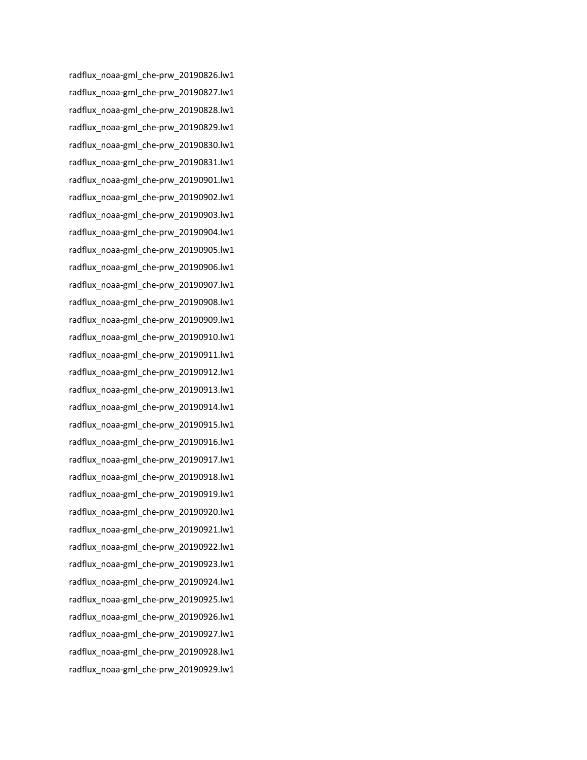radflux_noaa-gml_che-prw_20190826.lw1

radflux_noaa-gml_che-prw_20190827.lw1

radflux_noaa-gml_che-prw_20190828.lw1

radflux_noaa-gml_che-prw_20190829.lw1

radflux_noaa-gml_che-prw_20190830.lw1

radflux_noaa-gml_che-prw_20190831.lw1

radflux_noaa-gml_che-prw_20190901.lw1

radflux_noaa-gml_che-prw_20190902.lw1

radflux_noaa-gml_che-prw_20190903.lw1

radflux_noaa-gml_che-prw_20190904.lw1

radflux_noaa-gml_che-prw_20190905.lw1

radflux_noaa-gml_che-prw_20190906.lw1

radflux_noaa-gml_che-prw_20190907.lw1

radflux_noaa-gml_che-prw_20190908.lw1

radflux_noaa-gml_che-prw_20190909.lw1

radflux_noaa-gml_che-prw_20190910.lw1

radflux_noaa-gml_che-prw_20190911.lw1

radflux_noaa-gml_che-prw_20190912.lw1

radflux_noaa-gml_che-prw_20190913.lw1

radflux_noaa-gml_che-prw_20190914.lw1

radflux_noaa-gml_che-prw_20190915.lw1

radflux_noaa-gml_che-prw_20190916.lw1

radflux_noaa-gml_che-prw_20190917.lw1

radflux_noaa-gml_che-prw_20190918.lw1

radflux_noaa-gml_che-prw_20190919.lw1

radflux_noaa-gml_che-prw_20190920.lw1

radflux_noaa-gml_che-prw_20190921.lw1

radflux_noaa-gml_che-prw_20190922.lw1

radflux_noaa-gml_che-prw_20190923.lw1

radflux_noaa-gml_che-prw_20190924.lw1

radflux_noaa-gml_che-prw_20190925.lw1

radflux_noaa-gml_che-prw_20190926.lw1

radflux_noaa-gml_che-prw_20190927.lw1

radflux_noaa-gml_che-prw_20190928.lw1

radflux_noaa-gml_che-prw_20190929.lw1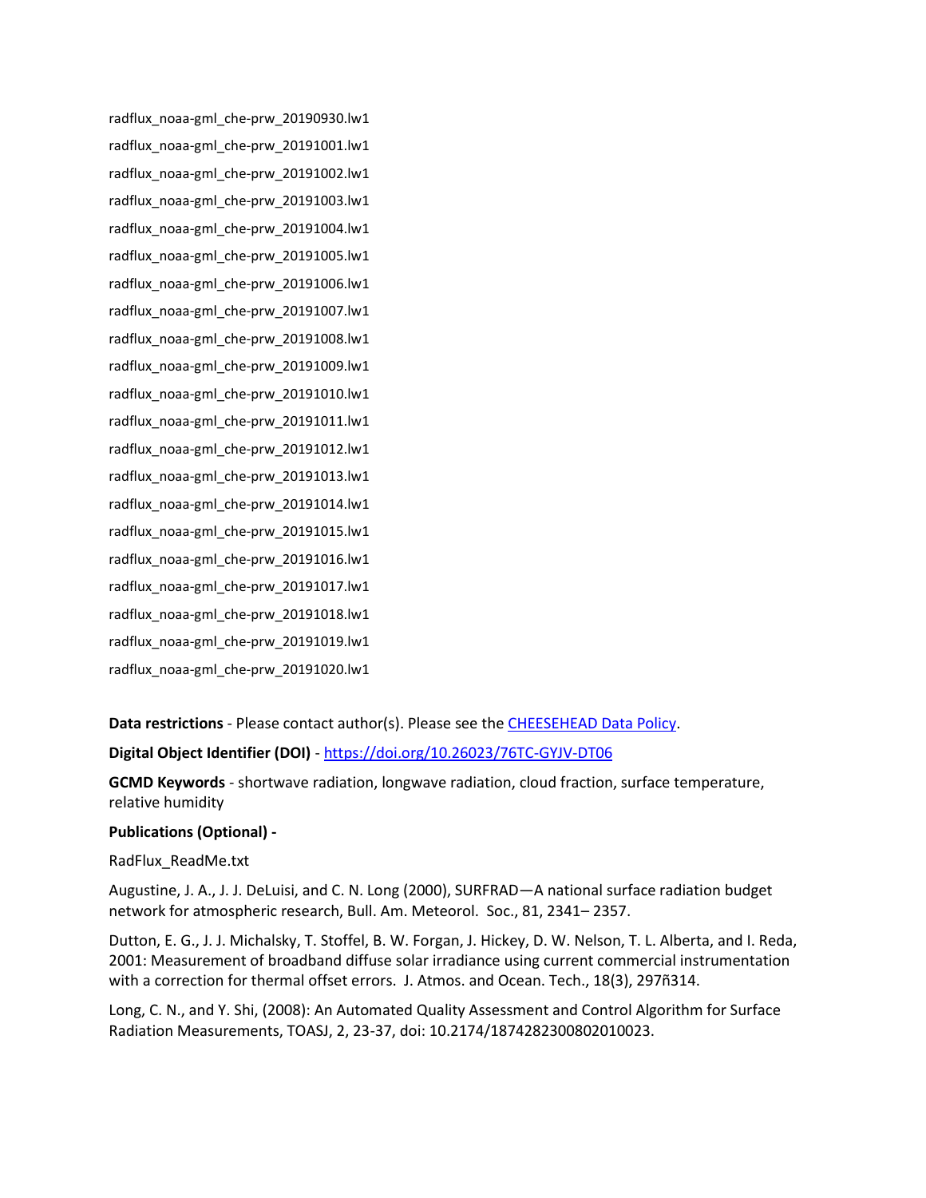radflux_noaa-gml_che-prw_20190930.lw1

radflux_noaa-gml_che-prw_20191001.lw1

radflux_noaa-gml_che-prw_20191002.lw1

radflux_noaa-gml_che-prw_20191003.lw1

radflux_noaa-gml_che-prw_20191004.lw1

radflux_noaa-gml_che-prw_20191005.lw1

radflux_noaa-gml_che-prw_20191006.lw1

radflux_noaa-gml_che-prw_20191007.lw1

radflux_noaa-gml_che-prw_20191008.lw1

radflux_noaa-gml_che-prw_20191009.lw1

radflux_noaa-gml_che-prw_20191010.lw1

radflux_noaa-gml_che-prw_20191011.lw1

radflux_noaa-gml_che-prw_20191012.lw1

radflux_noaa-gml_che-prw_20191013.lw1

radflux_noaa-gml_che-prw_20191014.lw1

radflux_noaa-gml_che-prw_20191015.lw1

radflux_noaa-gml_che-prw_20191016.lw1

radflux_noaa-gml_che-prw_20191017.lw1

radflux_noaa-gml_che-prw_20191018.lw1

radflux_noaa-gml_che-prw_20191019.lw1

radflux_noaa-gml_che-prw_20191020.lw1

**Data restrictions** - Please contact author(s). Please see the [CHEESEHEAD Data Policy](#).

**Digital Object Identifier (DOI)** - [https://doi.org/10.26023/76TC-GYJV-DT06](https://doi.org/10.26023/76TC-GYJV-DT06)

**GCMD Keywords** - shortwave radiation, longwave radiation, cloud fraction, surface temperature, relative humidity

**Publications (Optional) -**

RadFlux_ReadMe.txt

Augustine, J. A., J. J. DeLuisi, and C. N. Long (2000), SURFRAD—A national surface radiation budget network for atmospheric research, Bull. Am. Meteorol. Soc., 81, 2341– 2357.

Dutton, E. G., J. J. Michalsky, T. Stoffel, B. W. Forgan, J. Hickey, D. W. Nelson, T. L. Alberta, and I. Reda, 2001: Measurement of broadband diffuse solar irradiance using current commercial instrumentation with a correction for thermal offset errors. J. Atmos. and Ocean. Tech., 18(3), 297ñ314.

Long, C. N., and Y. Shi, (2008): An Automated Quality Assessment and Control Algorithm for Surface Radiation Measurements, TOASJ, 2, 23-37, doi: 10.2174/1874282300802010023.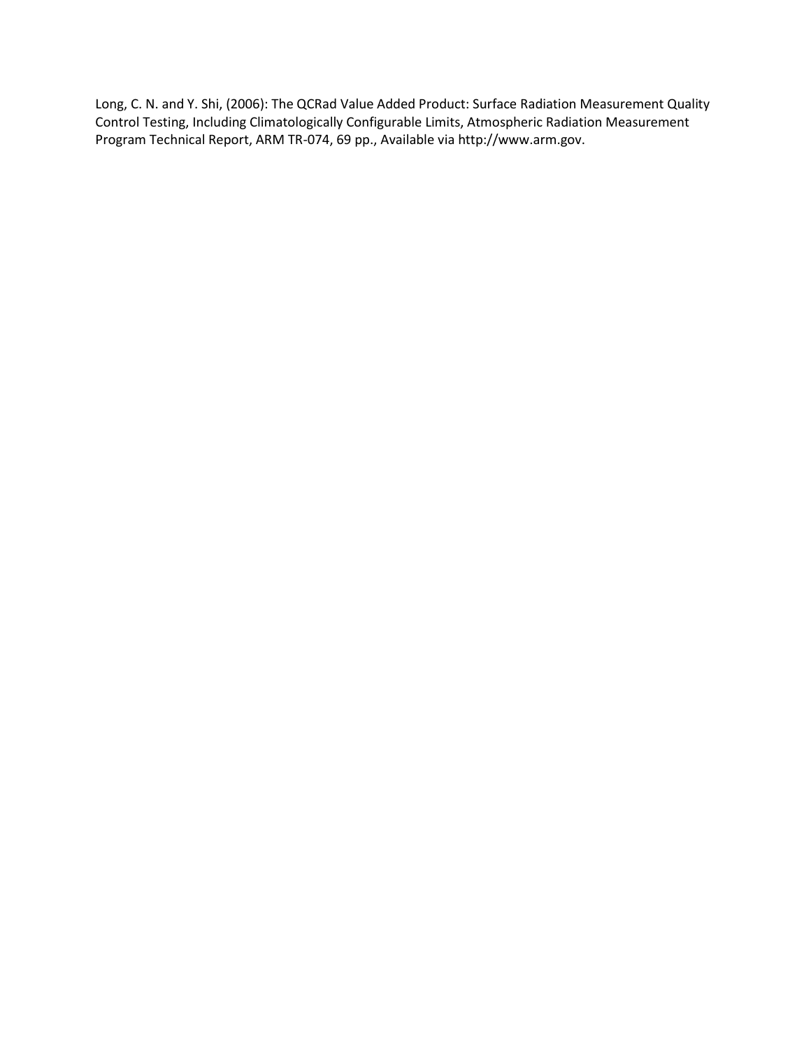Long, C. N. and Y. Shi, (2006): The QCRad Value Added Product: Surface Radiation Measurement Quality Control Testing, Including Climatologically Configurable Limits, Atmospheric Radiation Measurement Program Technical Report, ARM TR-074, 69 pp., Available via http://www.arm.gov.